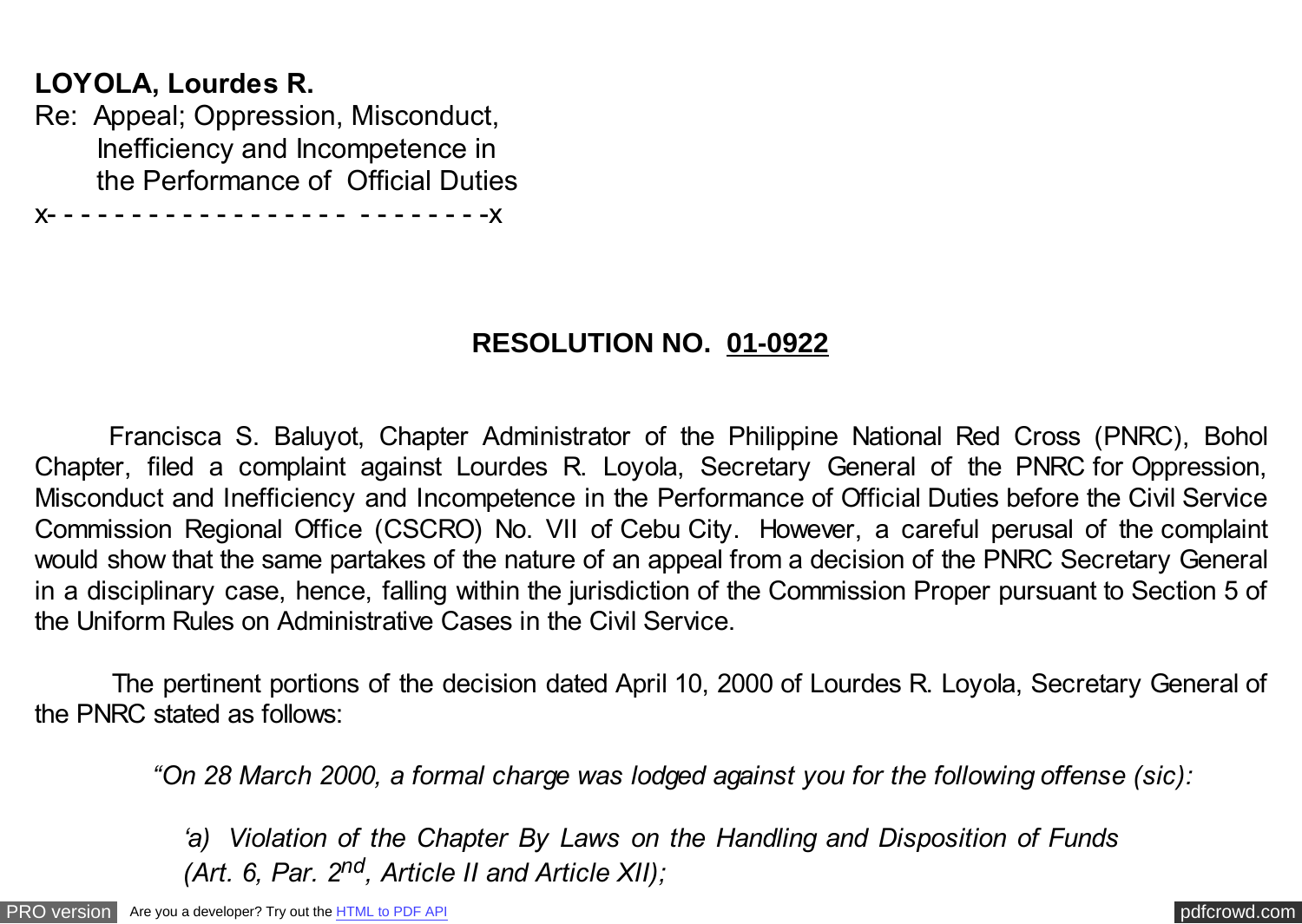**LOYOLA, Lourdes R.**
Re: Appeal; Oppression, Misconduct, Inefficiency and Incompetence in the Performance of Official Duties
x- - - - - - - - - - - - - - - - - - - - - - - - - -x

## RESOLUTION NO. 01-0922

Francisca S. Baluyot, Chapter Administrator of the Philippine National Red Cross (PNRC), Bohol Chapter, filed a complaint against Lourdes R. Loyola, Secretary General of the PNRC for Oppression, Misconduct and Inefficiency and Incompetence in the Performance of Official Duties before the Civil Service Commission Regional Office (CSCRO) No. VII of Cebu City. However, a careful perusal of the complaint would show that the same partakes of the nature of an appeal from a decision of the PNRC Secretary General in a disciplinary case, hence, falling within the jurisdiction of the Commission Proper pursuant to Section 5 of the Uniform Rules on Administrative Cases in the Civil Service.

The pertinent portions of the decision dated April 10, 2000 of Lourdes R. Loyola, Secretary General of the PNRC stated as follows:

*"On 28 March 2000, a formal charge was lodged against you for the following offense (sic):*

*'a) Violation of the Chapter By Laws on the Handling and Disposition of Funds (Art. 6, Par. 2nd, Article II and Article XII);*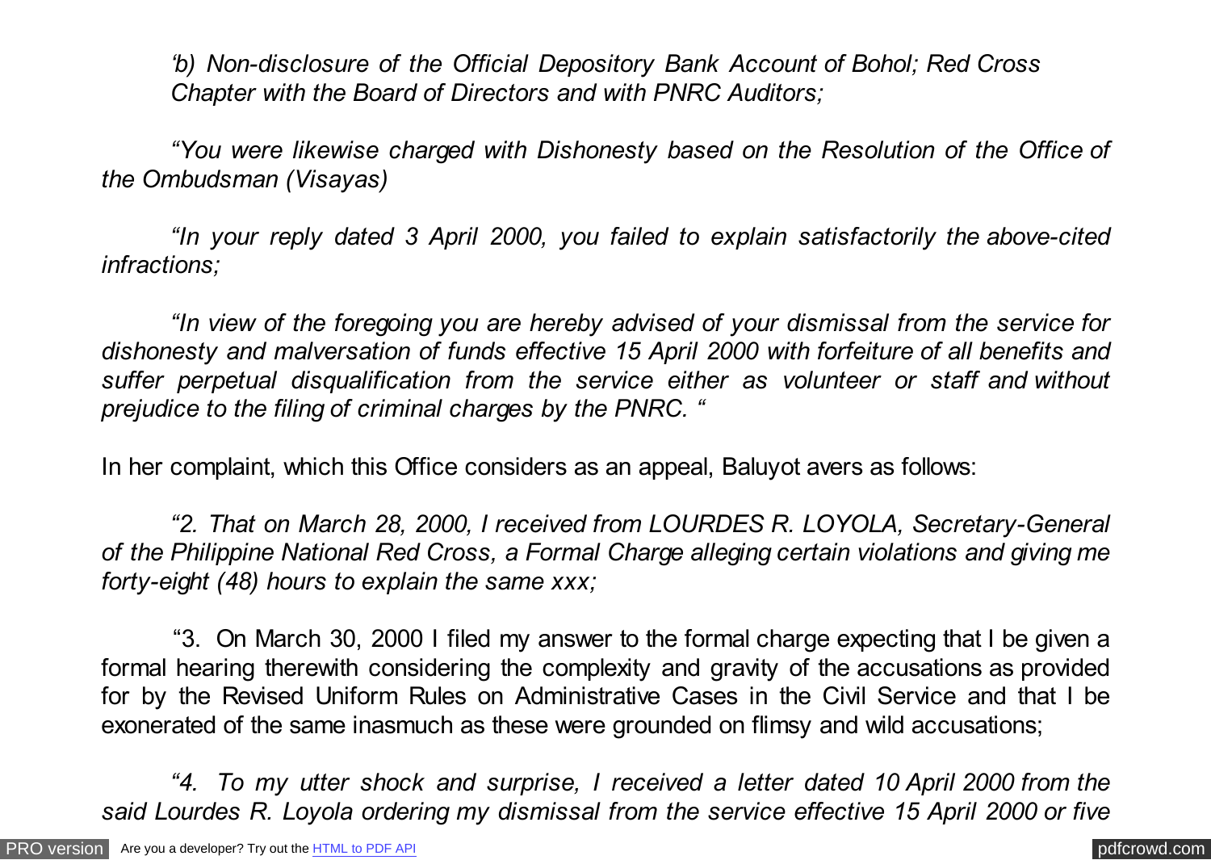*'b) Non-disclosure of the Official Depository Bank Account of Bohol; Red Cross Chapter with the Board of Directors and with PNRC Auditors;*

*"You were likewise charged with Dishonesty based on the Resolution of the Office of the Ombudsman (Visayas)*

*"In your reply dated 3 April 2000, you failed to explain satisfactorily the above-cited infractions;*

*"In view of the foregoing you are hereby advised of your dismissal from the service for dishonesty and malversation of funds effective 15 April 2000 with forfeiture of all benefits and suffer perpetual disqualification from the service either as volunteer or staff and without prejudice to the filing of criminal charges by the PNRC. "*

In her complaint, which this Office considers as an appeal, Baluyot avers as follows:

*"2. That on March 28, 2000, I received from LOURDES R. LOYOLA, Secretary-General of the Philippine National Red Cross, a Formal Charge alleging certain violations and giving me forty-eight (48) hours to explain the same xxx;*

"3. On March 30, 2000 I filed my answer to the formal charge expecting that I be given a formal hearing therewith considering the complexity and gravity of the accusations as provided for by the Revised Uniform Rules on Administrative Cases in the Civil Service and that I be exonerated of the same inasmuch as these were grounded on flimsy and wild accusations;

*"4. To my utter shock and surprise, I received a letter dated 10 April 2000 from the said Lourdes R. Loyola ordering my dismissal from the service effective 15 April 2000 or five*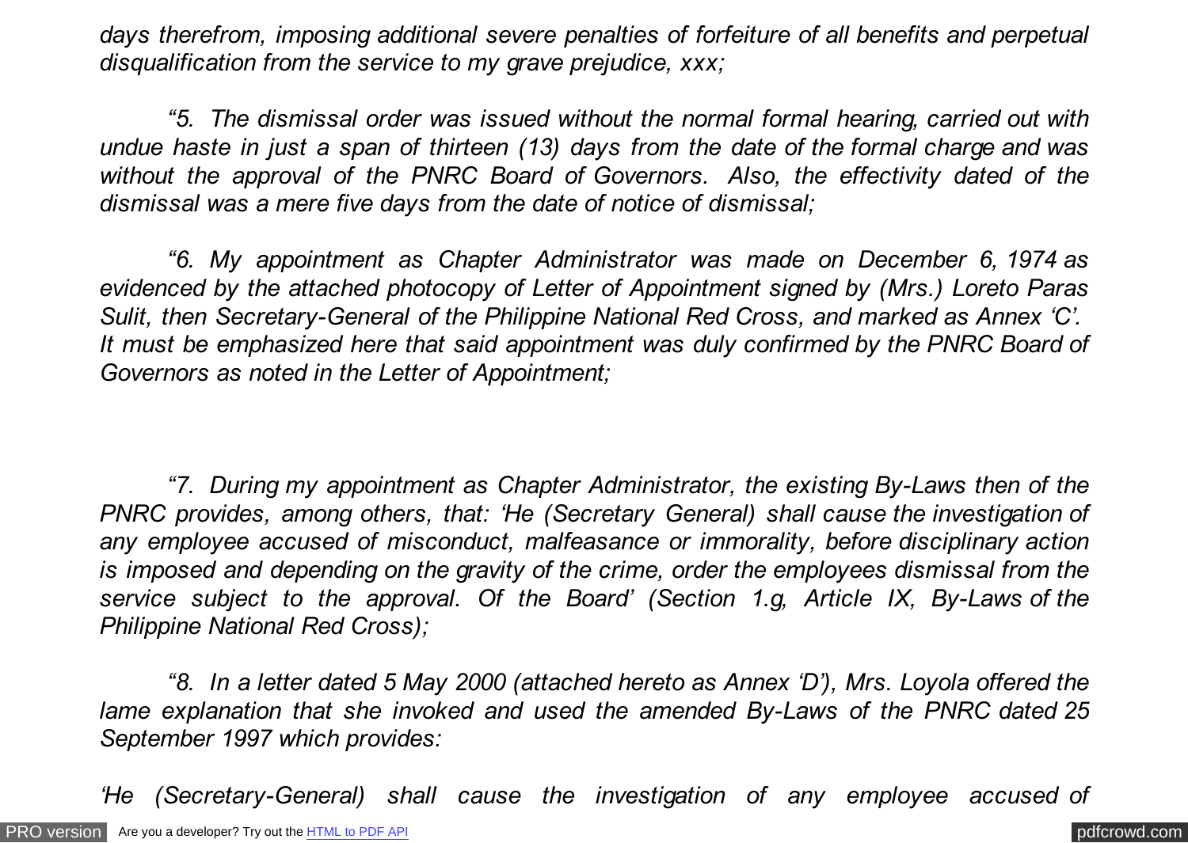*days therefrom, imposing additional severe penalties of forfeiture of all benefits and perpetual disqualification from the service to my grave prejudice, xxx;*

*"5. The dismissal order was issued without the normal formal hearing, carried out with undue haste in just a span of thirteen (13) days from the date of the formal charge and was without the approval of the PNRC Board of Governors. Also, the effectivity dated of the dismissal was a mere five days from the date of notice of dismissal;*

*"6. My appointment as Chapter Administrator was made on December 6, 1974 as evidenced by the attached photocopy of Letter of Appointment signed by (Mrs.) Loreto Paras Sulit, then Secretary-General of the Philippine National Red Cross, and marked as Annex 'C'. It must be emphasized here that said appointment was duly confirmed by the PNRC Board of Governors as noted in the Letter of Appointment;*

*"7. During my appointment as Chapter Administrator, the existing By-Laws then of the PNRC provides, among others, that: 'He (Secretary General) shall cause the investigation of any employee accused of misconduct, malfeasance or immorality, before disciplinary action is imposed and depending on the gravity of the crime, order the employees dismissal from the service subject to the approval. Of the Board' (Section 1.g, Article IX, By-Laws of the Philippine National Red Cross);*

*"8. In a letter dated 5 May 2000 (attached hereto as Annex 'D'), Mrs. Loyola offered the lame explanation that she invoked and used the amended By-Laws of the PNRC dated 25 September 1997 which provides:*

*'He (Secretary-General) shall cause the investigation of any employee accused of*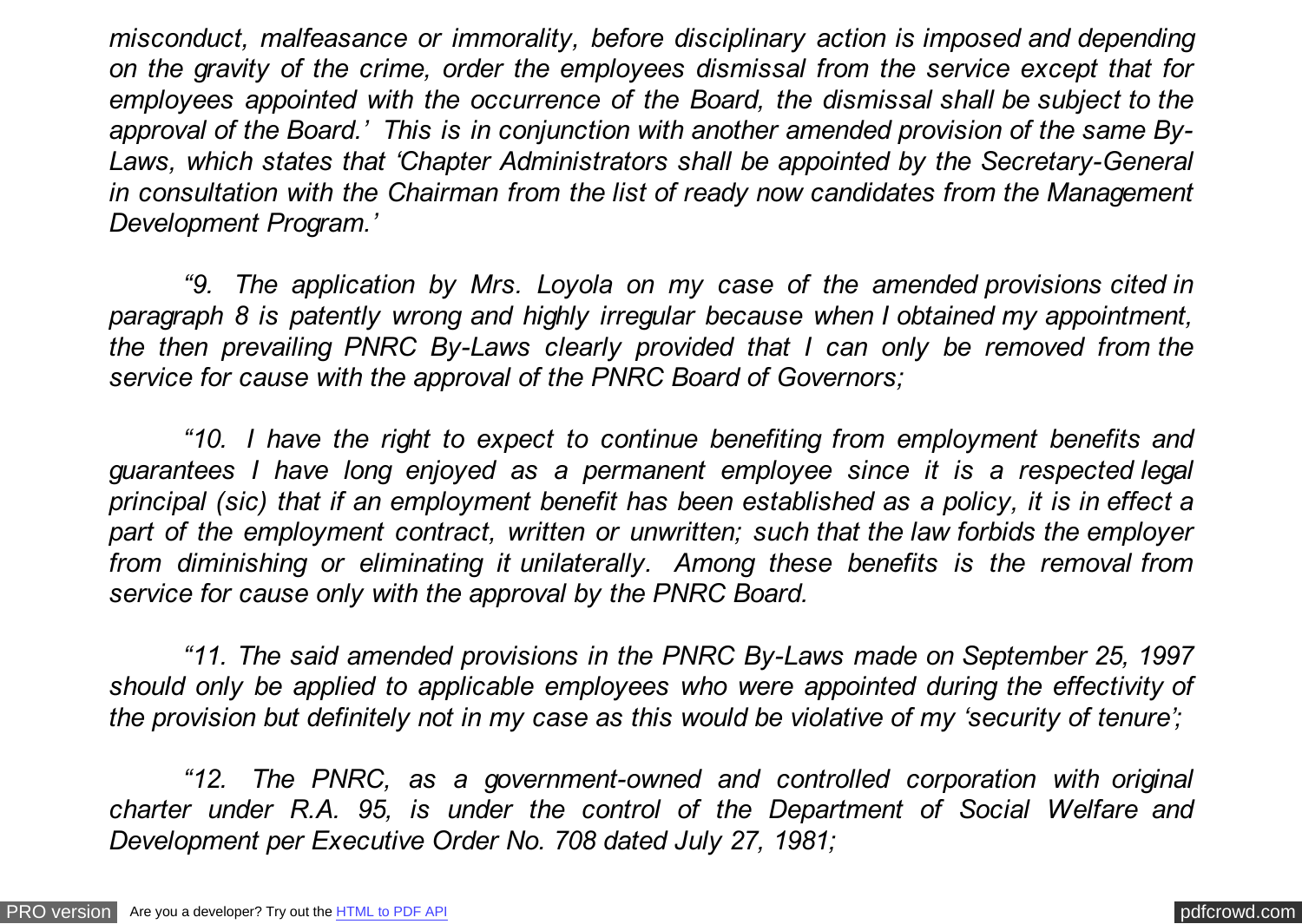*misconduct, malfeasance or immorality, before disciplinary action is imposed and depending on the gravity of the crime, order the employees dismissal from the service except that for employees appointed with the occurrence of the Board, the dismissal shall be subject to the approval of the Board.' This is in conjunction with another amended provision of the same By-Laws, which states that 'Chapter Administrators shall be appointed by the Secretary-General in consultation with the Chairman from the list of ready now candidates from the Management Development Program.'*

*"9. The application by Mrs. Loyola on my case of the amended provisions cited in paragraph 8 is patently wrong and highly irregular because when I obtained my appointment, the then prevailing PNRC By-Laws clearly provided that I can only be removed from the service for cause with the approval of the PNRC Board of Governors;*

*"10. I have the right to expect to continue benefiting from employment benefits and guarantees I have long enjoyed as a permanent employee since it is a respected legal principal (sic) that if an employment benefit has been established as a policy, it is in effect a part of the employment contract, written or unwritten; such that the law forbids the employer from diminishing or eliminating it unilaterally. Among these benefits is the removal from service for cause only with the approval by the PNRC Board.*

*"11. The said amended provisions in the PNRC By-Laws made on September 25, 1997 should only be applied to applicable employees who were appointed during the effectivity of the provision but definitely not in my case as this would be violative of my 'security of tenure';*

*"12. The PNRC, as a government-owned and controlled corporation with original charter under R.A. 95, is under the control of the Department of Social Welfare and Development per Executive Order No. 708 dated July 27, 1981;*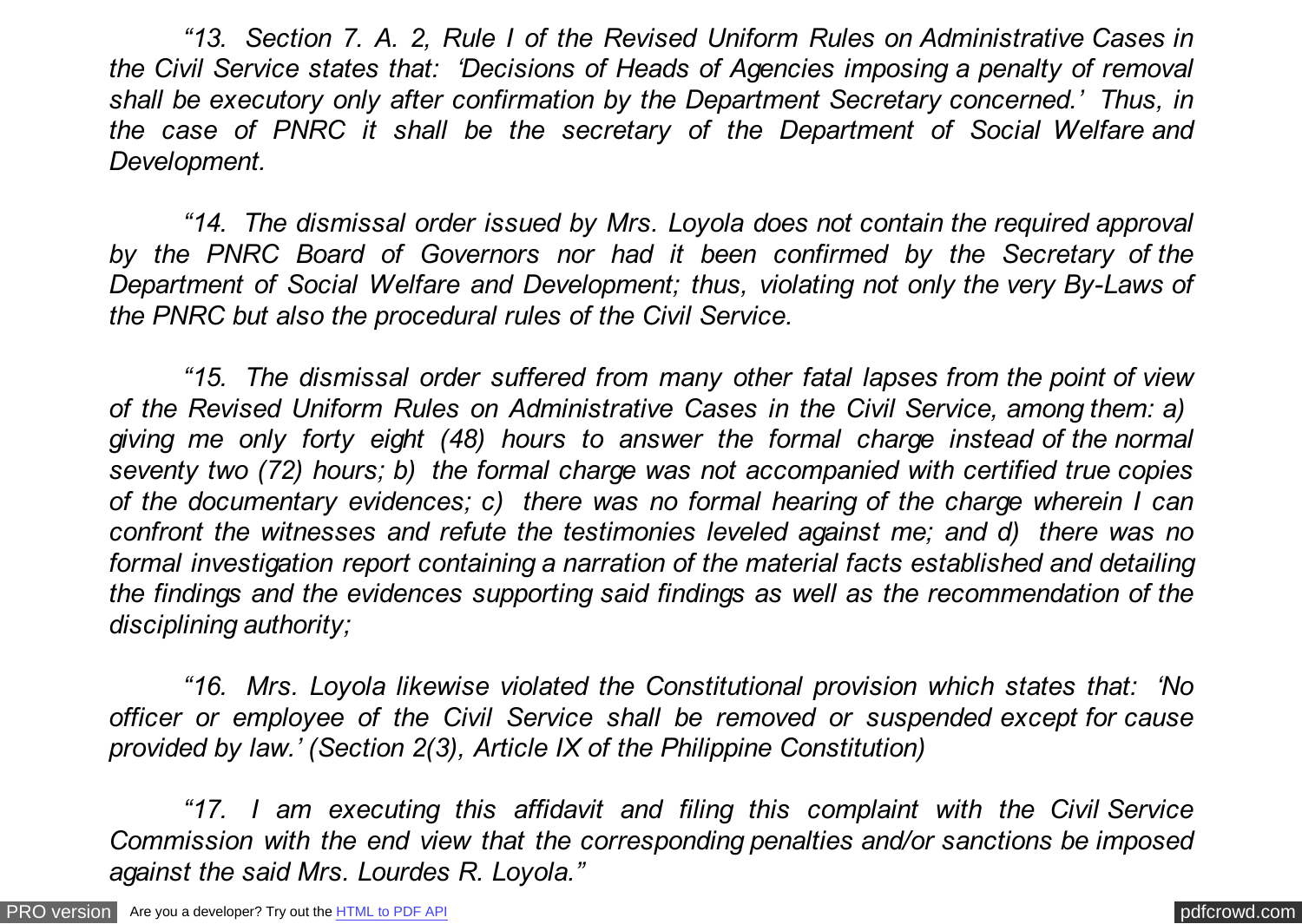*"13. Section 7. A. 2, Rule I of the Revised Uniform Rules on Administrative Cases in the Civil Service states that: 'Decisions of Heads of Agencies imposing a penalty of removal shall be executory only after confirmation by the Department Secretary concerned.' Thus, in the case of PNRC it shall be the secretary of the Department of Social Welfare and Development.*

*"14. The dismissal order issued by Mrs. Loyola does not contain the required approval by the PNRC Board of Governors nor had it been confirmed by the Secretary of the Department of Social Welfare and Development; thus, violating not only the very By-Laws of the PNRC but also the procedural rules of the Civil Service.*

*"15. The dismissal order suffered from many other fatal lapses from the point of view of the Revised Uniform Rules on Administrative Cases in the Civil Service, among them: a) giving me only forty eight (48) hours to answer the formal charge instead of the normal seventy two (72) hours; b) the formal charge was not accompanied with certified true copies of the documentary evidences; c) there was no formal hearing of the charge wherein I can confront the witnesses and refute the testimonies leveled against me; and d) there was no formal investigation report containing a narration of the material facts established and detailing the findings and the evidences supporting said findings as well as the recommendation of the disciplining authority;*

*"16. Mrs. Loyola likewise violated the Constitutional provision which states that: 'No officer or employee of the Civil Service shall be removed or suspended except for cause provided by law.' (Section 2(3), Article IX of the Philippine Constitution)*

*"17. I am executing this affidavit and filing this complaint with the Civil Service Commission with the end view that the corresponding penalties and/or sanctions be imposed against the said Mrs. Lourdes R. Loyola."*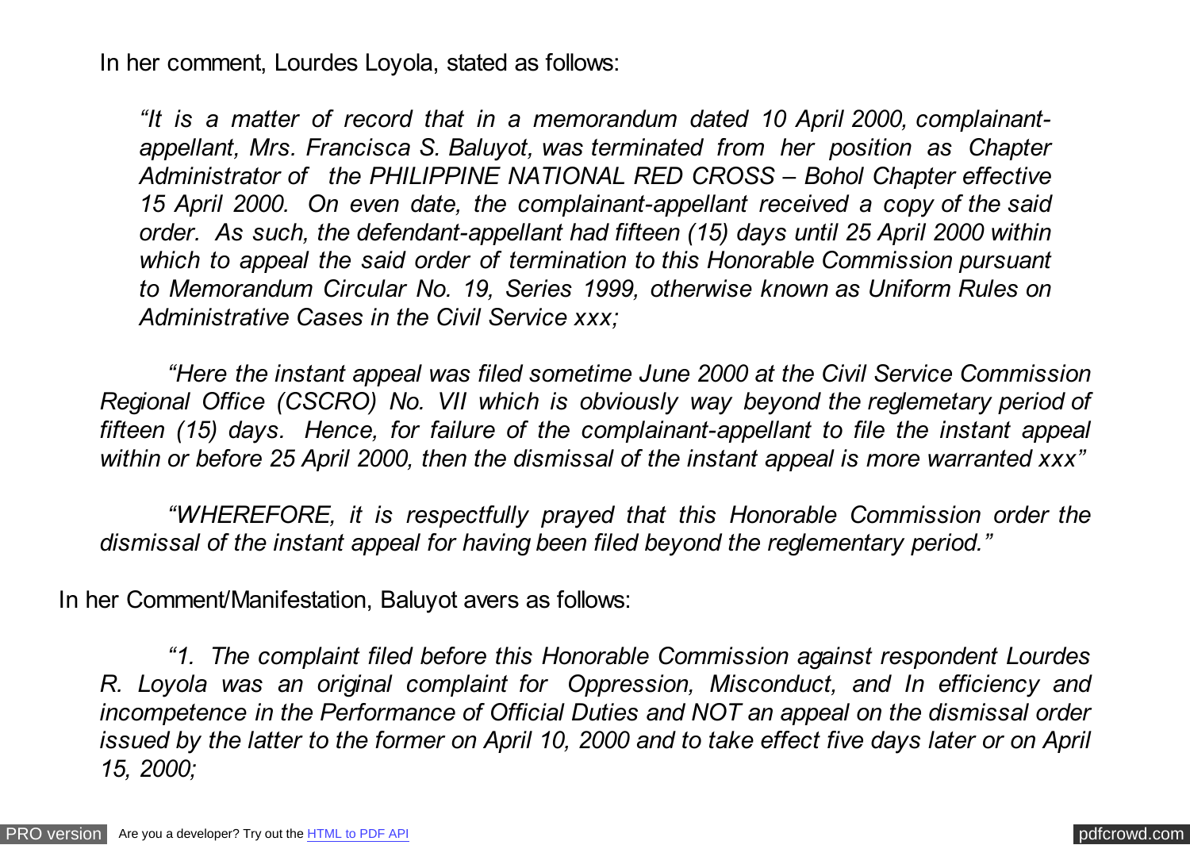In her comment, Lourdes Loyola, stated as follows:

> *"It is a matter of record that in a memorandum dated 10 April 2000, complainant-appellant, Mrs. Francisca S. Baluyot, was terminated from her position as Chapter Administrator of the PHILIPPINE NATIONAL RED CROSS – Bohol Chapter effective 15 April 2000. On even date, the complainant-appellant received a copy of the said order. As such, the defendant-appellant had fifteen (15) days until 25 April 2000 within which to appeal the said order of termination to this Honorable Commission pursuant to Memorandum Circular No. 19, Series 1999, otherwise known as Uniform Rules on Administrative Cases in the Civil Service xxx;*

*"Here the instant appeal was filed sometime June 2000 at the Civil Service Commission Regional Office (CSCRO) No. VII which is obviously way beyond the reglemetary period of fifteen (15) days. Hence, for failure of the complainant-appellant to file the instant appeal within or before 25 April 2000, then the dismissal of the instant appeal is more warranted xxx"*

*"WHEREFORE, it is respectfully prayed that this Honorable Commission order the dismissal of the instant appeal for having been filed beyond the reglementary period."*

In her Comment/Manifestation, Baluyot avers as follows:

*"1. The complaint filed before this Honorable Commission against respondent Lourdes R. Loyola was an original complaint for Oppression, Misconduct, and In efficiency and incompetence in the Performance of Official Duties and NOT an appeal on the dismissal order issued by the latter to the former on April 10, 2000 and to take effect five days later or on April 15, 2000;*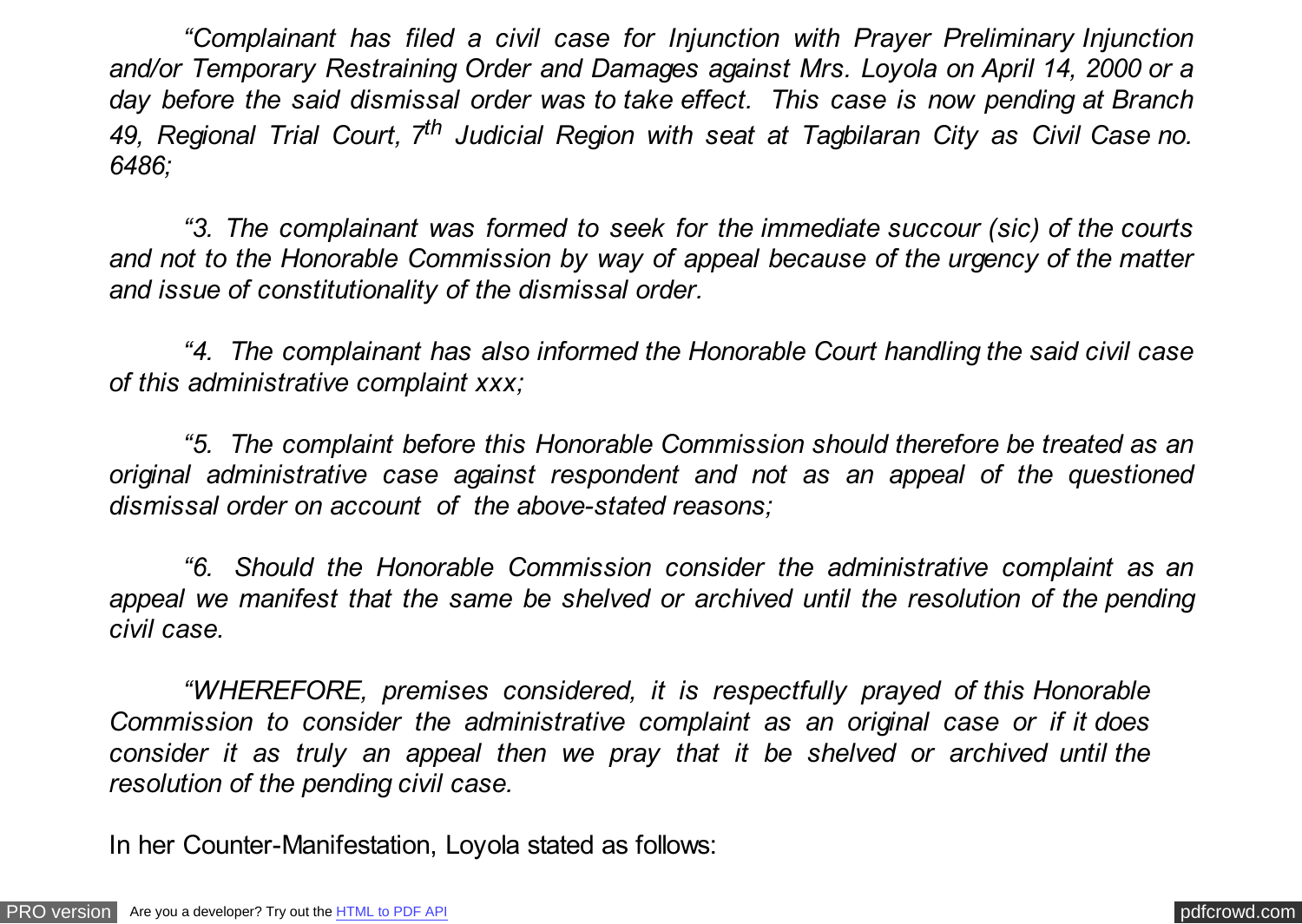*"Complainant has filed a civil case for Injunction with Prayer Preliminary Injunction and/or Temporary Restraining Order and Damages against Mrs. Loyola on April 14, 2000 or a day before the said dismissal order was to take effect. This case is now pending at Branch 49, Regional Trial Court, 7th Judicial Region with seat at Tagbilaran City as Civil Case no. 6486;*

*"3. The complainant was formed to seek for the immediate succour (sic) of the courts and not to the Honorable Commission by way of appeal because of the urgency of the matter and issue of constitutionality of the dismissal order.*

*"4. The complainant has also informed the Honorable Court handling the said civil case of this administrative complaint xxx;*

*"5. The complaint before this Honorable Commission should therefore be treated as an original administrative case against respondent and not as an appeal of the questioned dismissal order on account of the above-stated reasons;*

*"6. Should the Honorable Commission consider the administrative complaint as an appeal we manifest that the same be shelved or archived until the resolution of the pending civil case.*

*"WHEREFORE, premises considered, it is respectfully prayed of this Honorable Commission to consider the administrative complaint as an original case or if it does consider it as truly an appeal then we pray that it be shelved or archived until the resolution of the pending civil case.*

In her Counter-Manifestation, Loyola stated as follows: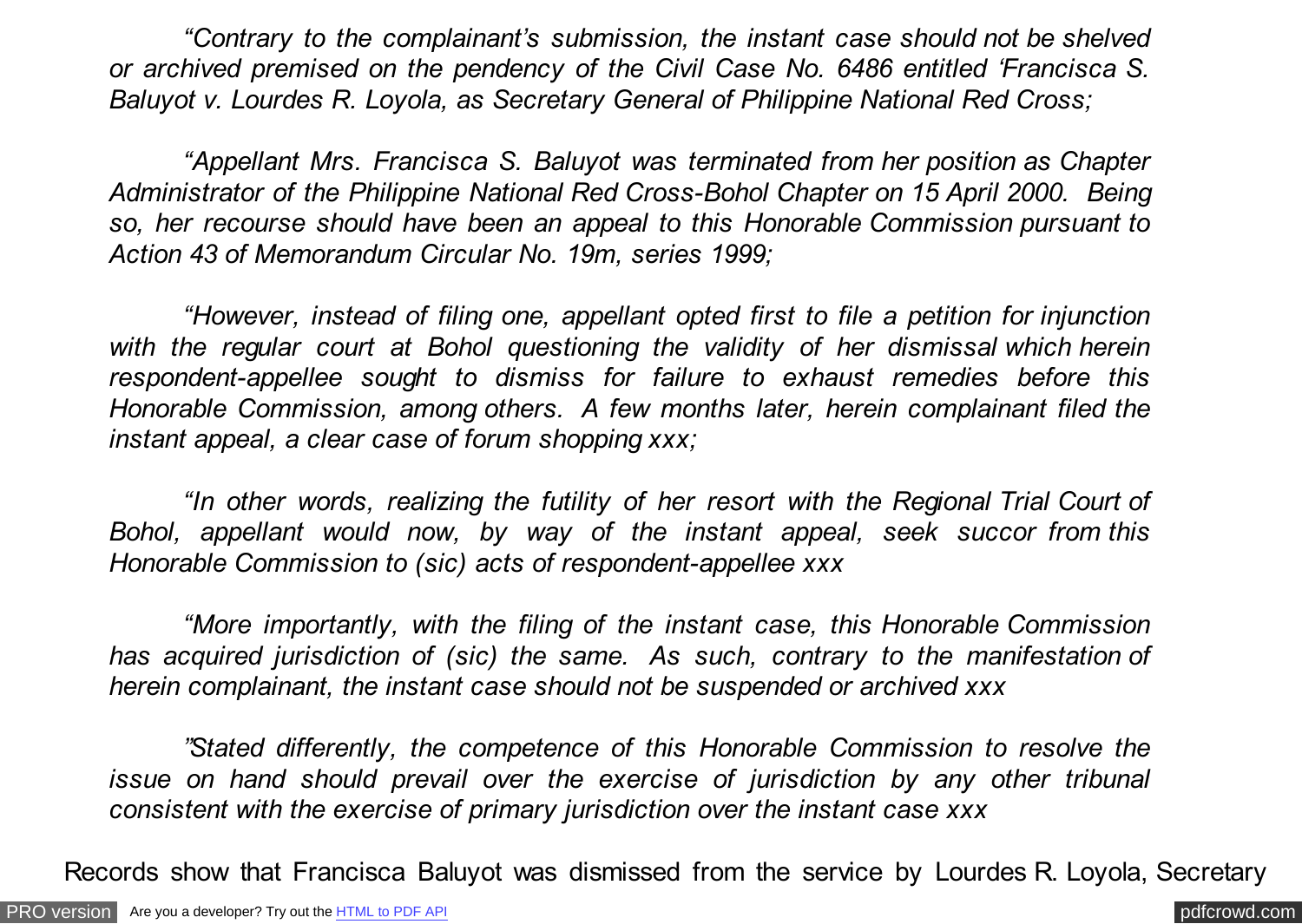*"Contrary to the complainant's submission, the instant case should not be shelved or archived premised on the pendency of the Civil Case No. 6486 entitled 'Francisca S. Baluyot v. Lourdes R. Loyola, as Secretary General of Philippine National Red Cross;*

*"Appellant Mrs. Francisca S. Baluyot was terminated from her position as Chapter Administrator of the Philippine National Red Cross-Bohol Chapter on 15 April 2000. Being so, her recourse should have been an appeal to this Honorable Commission pursuant to Action 43 of Memorandum Circular No. 19m, series 1999;*

*"However, instead of filing one, appellant opted first to file a petition for injunction with the regular court at Bohol questioning the validity of her dismissal which herein respondent-appellee sought to dismiss for failure to exhaust remedies before this Honorable Commission, among others. A few months later, herein complainant filed the instant appeal, a clear case of forum shopping xxx;*

*"In other words, realizing the futility of her resort with the Regional Trial Court of Bohol, appellant would now, by way of the instant appeal, seek succor from this Honorable Commission to (sic) acts of respondent-appellee xxx*

*"More importantly, with the filing of the instant case, this Honorable Commission has acquired jurisdiction of (sic) the same. As such, contrary to the manifestation of herein complainant, the instant case should not be suspended or archived xxx*

*"Stated differently, the competence of this Honorable Commission to resolve the issue on hand should prevail over the exercise of jurisdiction by any other tribunal consistent with the exercise of primary jurisdiction over the instant case xxx*

Records show that Francisca Baluyot was dismissed from the service by Lourdes R. Loyola, Secretary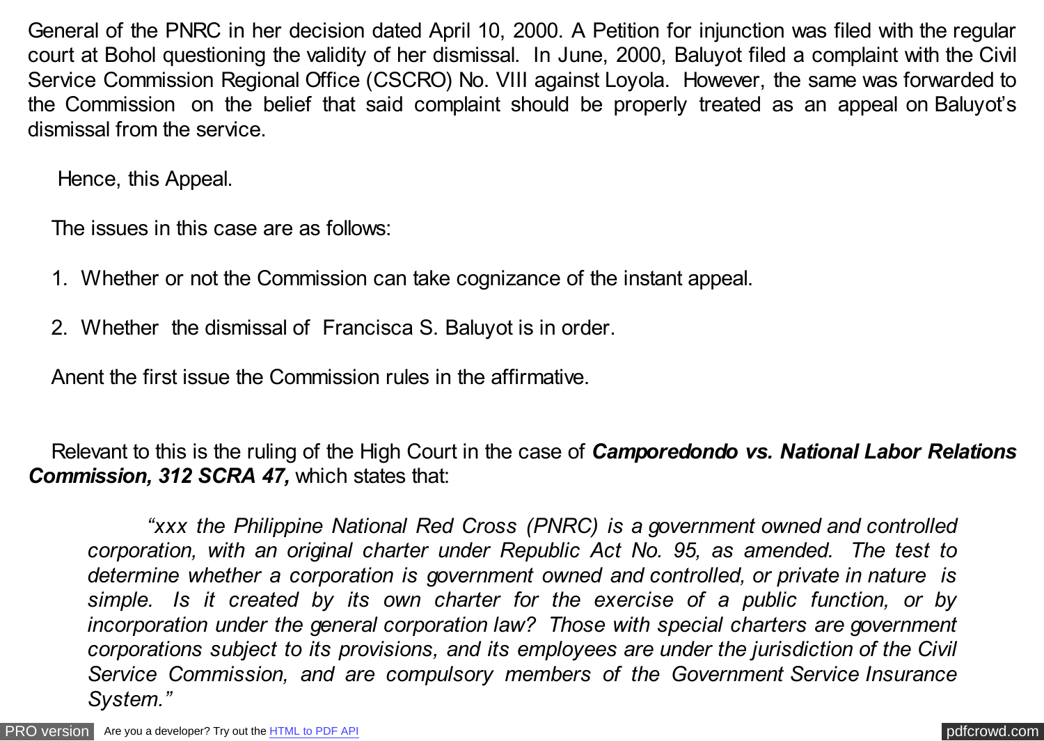General of the PNRC in her decision dated April 10, 2000. A Petition for injunction was filed with the regular court at Bohol questioning the validity of her dismissal. In June, 2000, Baluyot filed a complaint with the Civil Service Commission Regional Office (CSCRO) No. VIII against Loyola. However, the same was forwarded to the Commission on the belief that said complaint should be properly treated as an appeal on Baluyot's dismissal from the service.

Hence, this Appeal.

The issues in this case are as follows:

1. Whether or not the Commission can take cognizance of the instant appeal.

2. Whether the dismissal of Francisca S. Baluyot is in order.

Anent the first issue the Commission rules in the affirmative.

Relevant to this is the ruling of the High Court in the case of ***Camporedondo vs. National Labor Relations Commission, 312 SCRA 47,*** which states that:

> *"xxx the Philippine National Red Cross (PNRC) is a government owned and controlled corporation, with an original charter under Republic Act No. 95, as amended. The test to determine whether a corporation is government owned and controlled, or private in nature is simple. Is it created by its own charter for the exercise of a public function, or by incorporation under the general corporation law? Those with special charters are government corporations subject to its provisions, and its employees are under the jurisdiction of the Civil Service Commission, and are compulsory members of the Government Service Insurance System."*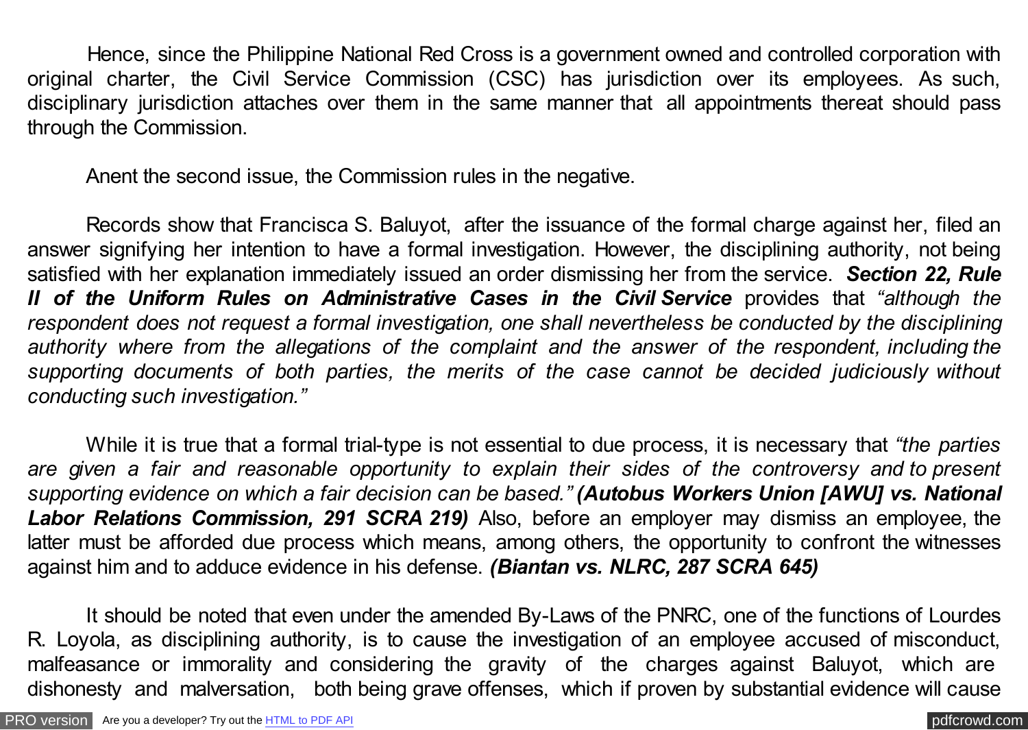Hence, since the Philippine National Red Cross is a government owned and controlled corporation with original charter, the Civil Service Commission (CSC) has jurisdiction over its employees. As such, disciplinary jurisdiction attaches over them in the same manner that all appointments thereat should pass through the Commission.

Anent the second issue, the Commission rules in the negative.

Records show that Francisca S. Baluyot, after the issuance of the formal charge against her, filed an answer signifying her intention to have a formal investigation. However, the disciplining authority, not being satisfied with her explanation immediately issued an order dismissing her from the service. ***Section 22, Rule II of the Uniform Rules on Administrative Cases in the Civil Service*** provides that *"although the respondent does not request a formal investigation, one shall nevertheless be conducted by the disciplining authority where from the allegations of the complaint and the answer of the respondent, including the supporting documents of both parties, the merits of the case cannot be decided judiciously without conducting such investigation."*

While it is true that a formal trial-type is not essential to due process, it is necessary that *"the parties are given a fair and reasonable opportunity to explain their sides of the controversy and to present supporting evidence on which a fair decision can be based."* ***(Autobus Workers Union [AWU] vs. National Labor Relations Commission, 291 SCRA 219)*** Also, before an employer may dismiss an employee, the latter must be afforded due process which means, among others, the opportunity to confront the witnesses against him and to adduce evidence in his defense. ***(Biantan vs. NLRC, 287 SCRA 645)***

It should be noted that even under the amended By-Laws of the PNRC, one of the functions of Lourdes R. Loyola, as disciplining authority, is to cause the investigation of an employee accused of misconduct, malfeasance or immorality and considering the gravity of the charges against Baluyot, which are dishonesty and malversation, both being grave offenses, which if proven by substantial evidence will cause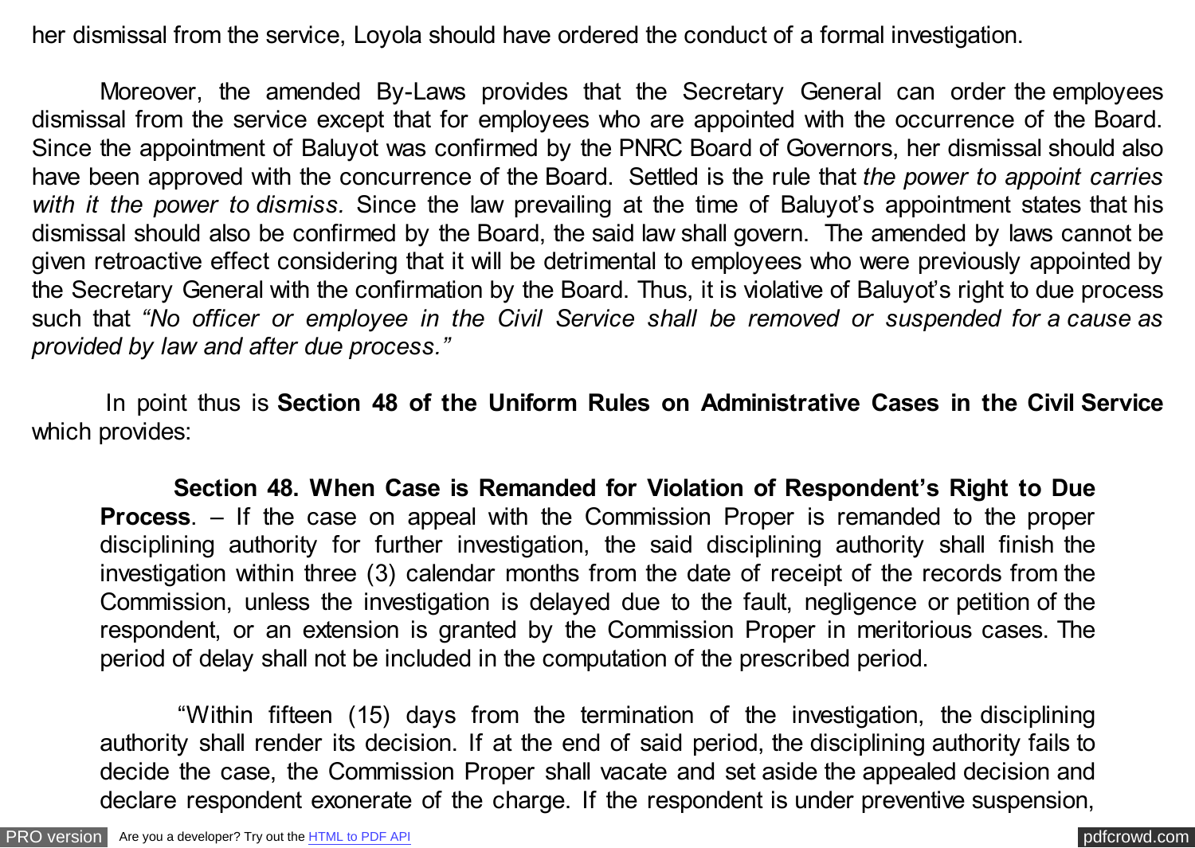her dismissal from the service, Loyola should have ordered the conduct of a formal investigation.

Moreover, the amended By-Laws provides that the Secretary General can order the employees dismissal from the service except that for employees who are appointed with the occurrence of the Board. Since the appointment of Baluyot was confirmed by the PNRC Board of Governors, her dismissal should also have been approved with the concurrence of the Board. Settled is the rule that *the power to appoint carries with it the power to dismiss.* Since the law prevailing at the time of Baluyot's appointment states that his dismissal should also be confirmed by the Board, the said law shall govern. The amended by laws cannot be given retroactive effect considering that it will be detrimental to employees who were previously appointed by the Secretary General with the confirmation by the Board. Thus, it is violative of Baluyot's right to due process such that *"No officer or employee in the Civil Service shall be removed or suspended for a cause as provided by law and after due process."*

In point thus is **Section 48 of the Uniform Rules on Administrative Cases in the Civil Service** which provides:

> **Section 48. When Case is Remanded for Violation of Respondent's Right to Due Process**. – If the case on appeal with the Commission Proper is remanded to the proper disciplining authority for further investigation, the said disciplining authority shall finish the investigation within three (3) calendar months from the date of receipt of the records from the Commission, unless the investigation is delayed due to the fault, negligence or petition of the respondent, or an extension is granted by the Commission Proper in meritorious cases. The period of delay shall not be included in the computation of the prescribed period.
>
> "Within fifteen (15) days from the termination of the investigation, the disciplining authority shall render its decision. If at the end of said period, the disciplining authority fails to decide the case, the Commission Proper shall vacate and set aside the appealed decision and declare respondent exonerate of the charge. If the respondent is under preventive suspension,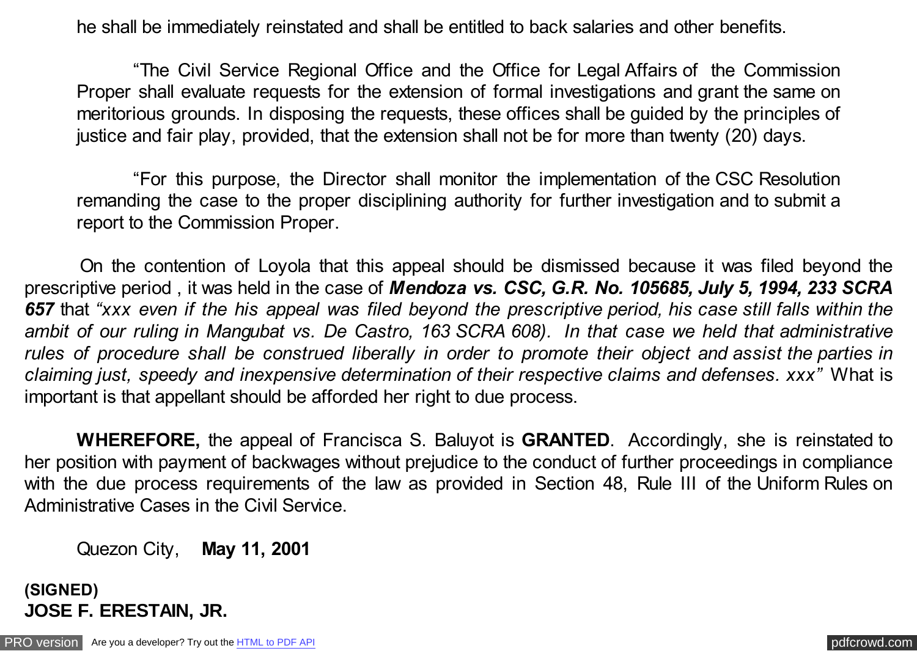he shall be immediately reinstated and shall be entitled to back salaries and other benefits.

"The Civil Service Regional Office and the Office for Legal Affairs of the Commission Proper shall evaluate requests for the extension of formal investigations and grant the same on meritorious grounds. In disposing the requests, these offices shall be guided by the principles of justice and fair play, provided, that the extension shall not be for more than twenty (20) days.

"For this purpose, the Director shall monitor the implementation of the CSC Resolution remanding the case to the proper disciplining authority for further investigation and to submit a report to the Commission Proper.

On the contention of Loyola that this appeal should be dismissed because it was filed beyond the prescriptive period , it was held in the case of ***Mendoza vs. CSC, G.R. No. 105685, July 5, 1994, 233 SCRA 657*** that *"xxx even if the his appeal was filed beyond the prescriptive period, his case still falls within the ambit of our ruling in Mangubat vs. De Castro, 163 SCRA 608). In that case we held that administrative rules of procedure shall be construed liberally in order to promote their object and assist the parties in claiming just, speedy and inexpensive determination of their respective claims and defenses. xxx"* What is important is that appellant should be afforded her right to due process.

**WHEREFORE,** the appeal of Francisca S. Baluyot is **GRANTED**. Accordingly, she is reinstated to her position with payment of backwages without prejudice to the conduct of further proceedings in compliance with the due process requirements of the law as provided in Section 48, Rule III of the Uniform Rules on Administrative Cases in the Civil Service.

Quezon City, **May 11, 2001**

**(SIGNED)**
**JOSE F. ERESTAIN, JR.**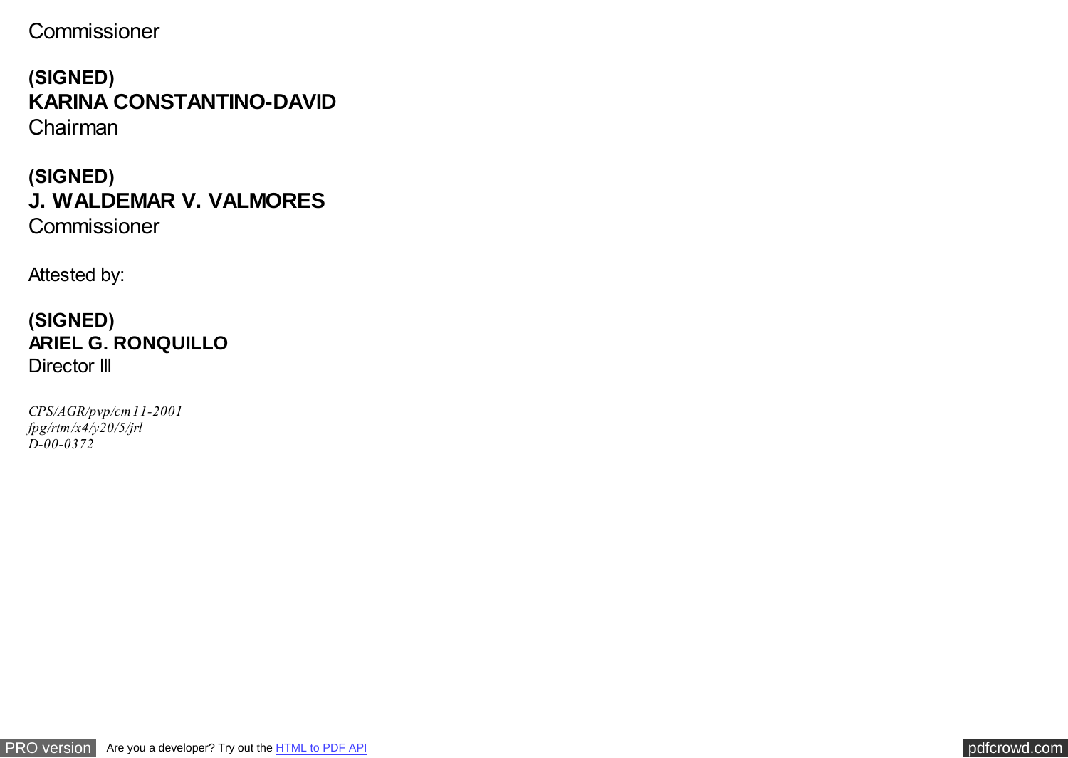Commissioner

**(SIGNED)**
**KARINA CONSTANTINO-DAVID**
Chairman

**(SIGNED)**
**J. WALDEMAR V. VALMORES**
Commissioner

Attested by:

**(SIGNED)**
**ARIEL G. RONQUILLO**
Director III

*CPS/AGR/pvp/cm11-2001*
*fpg/rtm/x4/y20/5/jrl*
*D-00-0372*